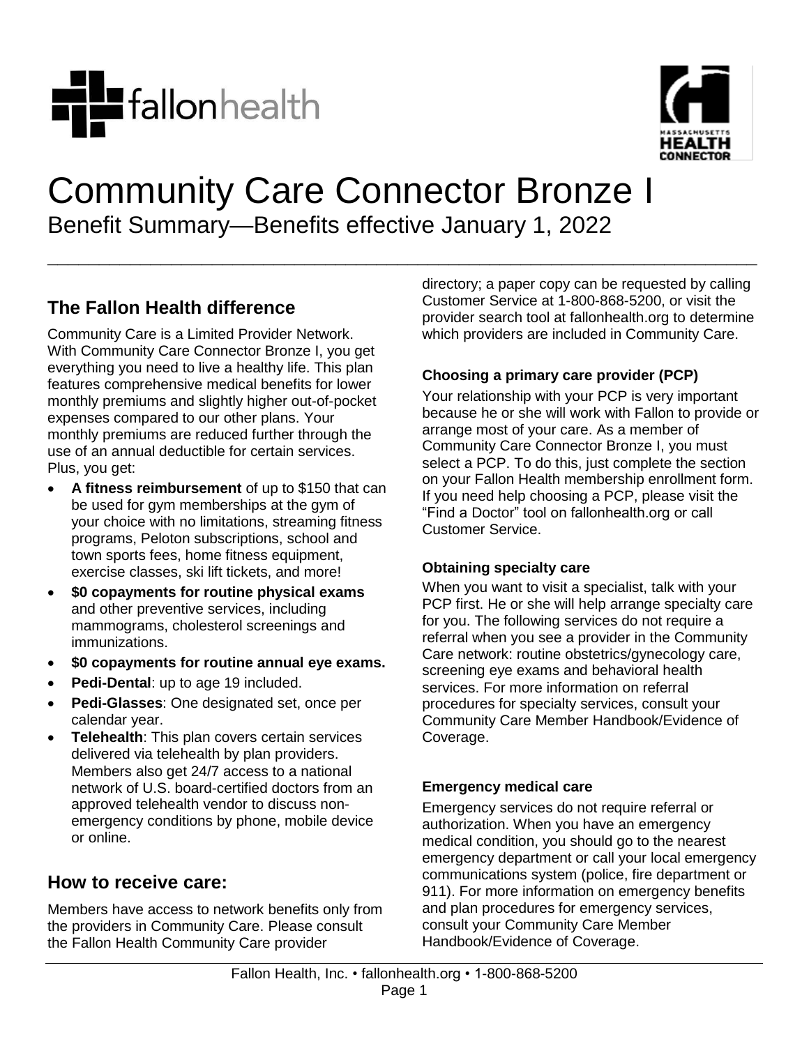# Community Care Connector Bronze I

Benefit Summary—Benefits effective January 1, 2022

## The Fallon Health difference

Community Care is a Limited Provider Network. With Community Care Connector Bronze I, you get everything you need to live a healthy life. This plan features comprehensive medical benefits for lower monthly premiums and slightly higher out-of-pocket expenses compared to our other plans. Your monthly premiums are reduced further through the use of an annual deductible for certain services. Plus, you get:

- **A fitness reimbursement** of up to $150 that can be used for gym memberships at the gym of your choice with no limitations, streaming fitness programs, Peloton subscriptions, school and town sports fees, home fitness equipment, exercise classes, ski lift tickets, and more!
- **$0 copayments for routine physical exams** and other preventive services, including mammograms, cholesterol screenings and immunizations.
- **$0 copayments for routine annual eye exams.**
- **Pedi-Dental**: up to age 19 included.
- **Pedi-Glasses**: One designated set, once per calendar year.
- **Telehealth**: This plan covers certain services delivered via telehealth by plan providers. Members also get 24/7 access to a national network of U.S. board-certified doctors from an approved telehealth vendor to discuss non-emergency conditions by phone, mobile device or online.

## How to receive care:

Members have access to network benefits only from the providers in Community Care. Please consult the Fallon Health Community Care provider directory; a paper copy can be requested by calling Customer Service at 1-800-868-5200, or visit the provider search tool at fallonhealth.org to determine which providers are included in Community Care.

### Choosing a primary care provider (PCP)

Your relationship with your PCP is very important because he or she will work with Fallon to provide or arrange most of your care. As a member of Community Care Connector Bronze I, you must select a PCP. To do this, just complete the section on your Fallon Health membership enrollment form. If you need help choosing a PCP, please visit the "Find a Doctor" tool on fallonhealth.org or call Customer Service.

### Obtaining specialty care

When you want to visit a specialist, talk with your PCP first. He or she will help arrange specialty care for you. The following services do not require a referral when you see a provider in the Community Care network: routine obstetrics/gynecology care, screening eye exams and behavioral health services. For more information on referral procedures for specialty services, consult your Community Care Member Handbook/Evidence of Coverage.

### Emergency medical care

Emergency services do not require referral or authorization. When you have an emergency medical condition, you should go to the nearest emergency department or call your local emergency communications system (police, fire department or 911). For more information on emergency benefits and plan procedures for emergency services, consult your Community Care Member Handbook/Evidence of Coverage.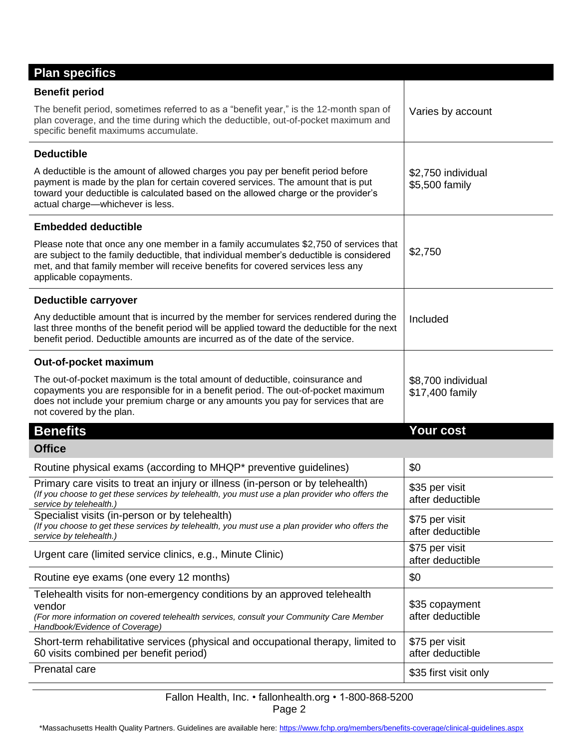| Plan specifics | |
|---|---|
| **Benefit period**<br>The benefit period, sometimes referred to as a "benefit year," is the 12-month span of plan coverage, and the time during which the deductible, out-of-pocket maximum and specific benefit maximums accumulate. | Varies by account |
| **Deductible**<br>A deductible is the amount of allowed charges you pay per benefit period before payment is made by the plan for certain covered services. The amount that is put toward your deductible is calculated based on the allowed charge or the provider's actual charge—whichever is less. | $2,750 individual<br>$5,500 family |
| **Embedded deductible**<br>Please note that once any one member in a family accumulates $2,750 of services that are subject to the family deductible, that individual member's deductible is considered met, and that family member will receive benefits for covered services less any applicable copayments. | $2,750 |
| **Deductible carryover**<br>Any deductible amount that is incurred by the member for services rendered during the last three months of the benefit period will be applied toward the deductible for the next benefit period. Deductible amounts are incurred as of the date of the service. | Included |
| **Out-of-pocket maximum**<br>The out-of-pocket maximum is the total amount of deductible, coinsurance and copayments you are responsible for in a benefit period. The out-of-pocket maximum does not include your premium charge or any amounts you pay for services that are not covered by the plan. | $8,700 individual<br>$17,400 family |

| Benefits | Your cost |
|---|---|
| **Office** | |
| Routine physical exams (according to MHQP* preventive guidelines) | $0 |
| Primary care visits to treat an injury or illness (in-person or by telehealth)<br>*(If you choose to get these services by telehealth, you must use a plan provider who offers the service by telehealth.)* | $35 per visit after deductible |
| Specialist visits (in-person or by telehealth)<br>*(If you choose to get these services by telehealth, you must use a plan provider who offers the service by telehealth.)* | $75 per visit after deductible |
| Urgent care (limited service clinics, e.g., Minute Clinic) | $75 per visit after deductible |
| Routine eye exams (one every 12 months) | $0 |
| Telehealth visits for non-emergency conditions by an approved telehealth vendor<br>*(For more information on covered telehealth services, consult your Community Care Member Handbook/Evidence of Coverage)* | $35 copayment after deductible |
| Short-term rehabilitative services (physical and occupational therapy, limited to 60 visits combined per benefit period) | $75 per visit after deductible |
| Prenatal care | $35 first visit only |

Fallon Health, Inc. • fallonhealth.org • 1-800-868-5200

*Massachusetts Health Quality Partners. Guidelines are available here: https://www.fchp.org/members/benefits-coverage/clinical-guidelines.aspx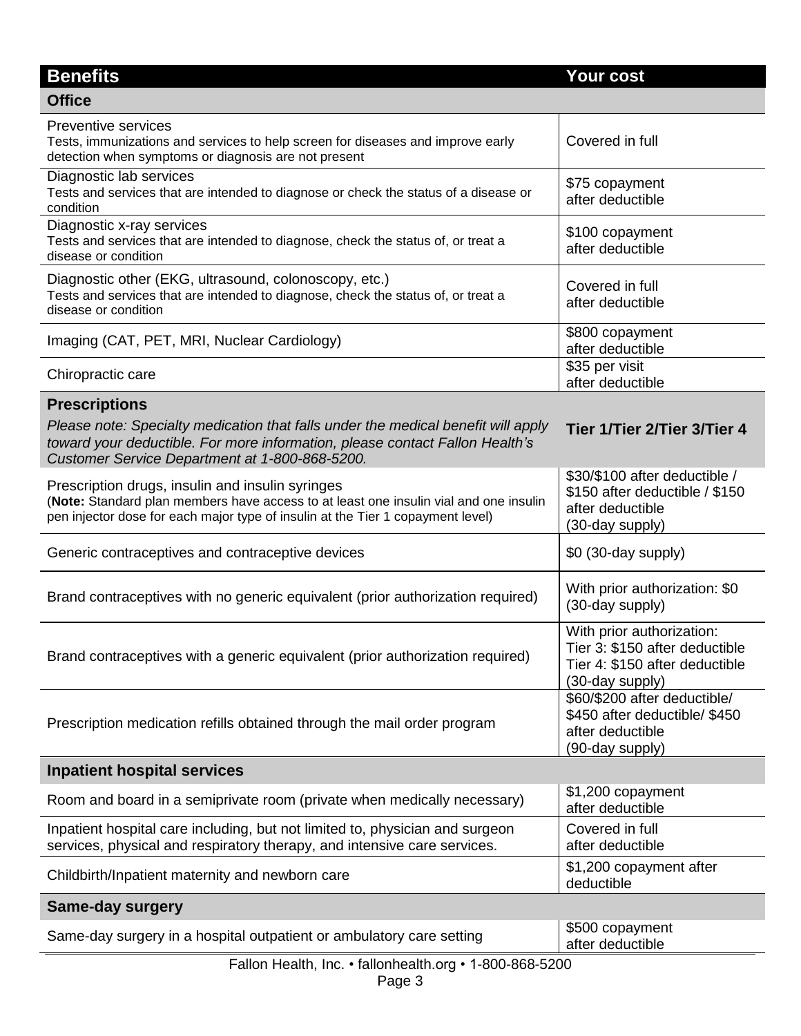| Benefits | Your cost |
|---|---|
| **Office** | |
| Preventive services<br>Tests, immunizations and services to help screen for diseases and improve early detection when symptoms or diagnosis are not present | Covered in full |
| Diagnostic lab services<br>Tests and services that are intended to diagnose or check the status of a disease or condition | $75 copayment after deductible |
| Diagnostic x-ray services<br>Tests and services that are intended to diagnose, check the status of, or treat a disease or condition | $100 copayment after deductible |
| Diagnostic other (EKG, ultrasound, colonoscopy, etc.)<br>Tests and services that are intended to diagnose, check the status of, or treat a disease or condition | Covered in full after deductible |
| Imaging (CAT, PET, MRI, Nuclear Cardiology) | $800 copayment after deductible |
| Chiropractic care | $35 per visit after deductible |
| **Prescriptions**<br>*Please note: Specialty medication that falls under the medical benefit will apply toward your deductible. For more information, please contact Fallon Health's Customer Service Department at 1-800-868-5200.* | **Tier 1/Tier 2/Tier 3/Tier 4** |
| Prescription drugs, insulin and insulin syringes<br>(**Note:** Standard plan members have access to at least one insulin vial and one insulin pen injector dose for each major type of insulin at the Tier 1 copayment level) | $30/$100 after deductible / $150 after deductible / $150 after deductible (30-day supply) |
| Generic contraceptives and contraceptive devices | $0 (30-day supply) |
| Brand contraceptives with no generic equivalent (prior authorization required) | With prior authorization: $0 (30-day supply) |
| Brand contraceptives with a generic equivalent (prior authorization required) | With prior authorization:<br>Tier 3: $150 after deductible<br>Tier 4: $150 after deductible<br>(30-day supply) |
| Prescription medication refills obtained through the mail order program | $60/$200 after deductible/ $450 after deductible/ $450 after deductible (90-day supply) |
| **Inpatient hospital services** | |
| Room and board in a semiprivate room (private when medically necessary) | $1,200 copayment after deductible |
| Inpatient hospital care including, but not limited to, physician and surgeon services, physical and respiratory therapy, and intensive care services. | Covered in full after deductible |
| Childbirth/Inpatient maternity and newborn care | $1,200 copayment after deductible |
| **Same-day surgery** | |
| Same-day surgery in a hospital outpatient or ambulatory care setting | $500 copayment after deductible |

Fallon Health, Inc. • fallonhealth.org • 1-800-868-5200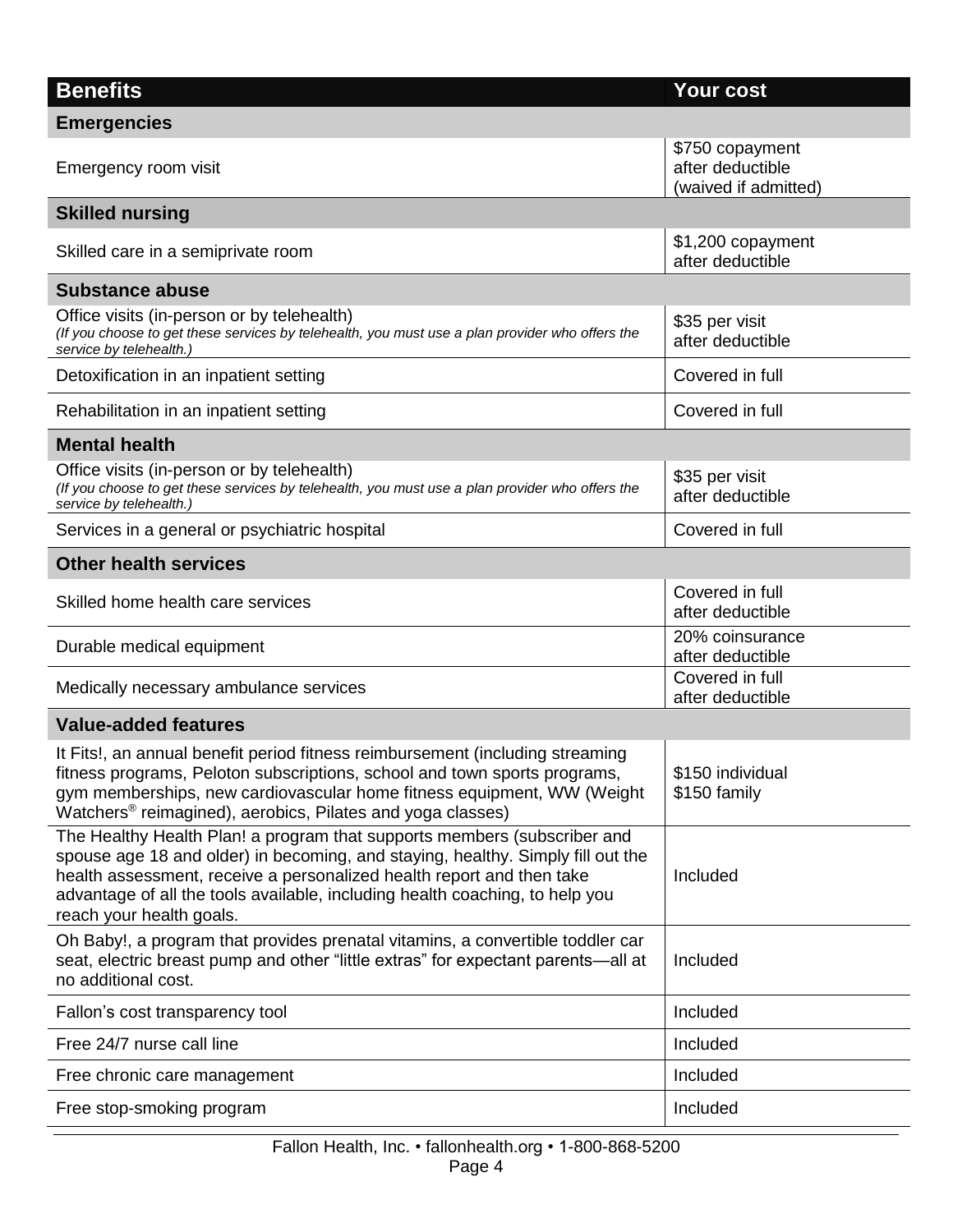| Benefits | Your cost |
|---|---|
| **Emergencies** | |
| Emergency room visit | \$750 copayment after deductible (waived if admitted) |
| **Skilled nursing** | |
| Skilled care in a semiprivate room | \$1,200 copayment after deductible |
| **Substance abuse** | |
| Office visits (in-person or by telehealth) *(If you choose to get these services by telehealth, you must use a plan provider who offers the service by telehealth.)* | \$35 per visit after deductible |
| Detoxification in an inpatient setting | Covered in full |
| Rehabilitation in an inpatient setting | Covered in full |
| **Mental health** | |
| Office visits (in-person or by telehealth) *(If you choose to get these services by telehealth, you must use a plan provider who offers the service by telehealth.)* | \$35 per visit after deductible |
| Services in a general or psychiatric hospital | Covered in full |
| **Other health services** | |
| Skilled home health care services | Covered in full after deductible |
| Durable medical equipment | 20% coinsurance after deductible |
| Medically necessary ambulance services | Covered in full after deductible |
| **Value-added features** | |
| It Fits!, an annual benefit period fitness reimbursement (including streaming fitness programs, Peloton subscriptions, school and town sports programs, gym memberships, new cardiovascular home fitness equipment, WW (Weight Watchers® reimagined), aerobics, Pilates and yoga classes) | \$150 individual \$150 family |
| The Healthy Health Plan! a program that supports members (subscriber and spouse age 18 and older) in becoming, and staying, healthy. Simply fill out the health assessment, receive a personalized health report and then take advantage of all the tools available, including health coaching, to help you reach your health goals. | Included |
| Oh Baby!, a program that provides prenatal vitamins, a convertible toddler car seat, electric breast pump and other "little extras" for expectant parents—all at no additional cost. | Included |
| Fallon's cost transparency tool | Included |
| Free 24/7 nurse call line | Included |
| Free chronic care management | Included |
| Free stop-smoking program | Included |

Fallon Health, Inc. • fallonhealth.org • 1-800-868-5200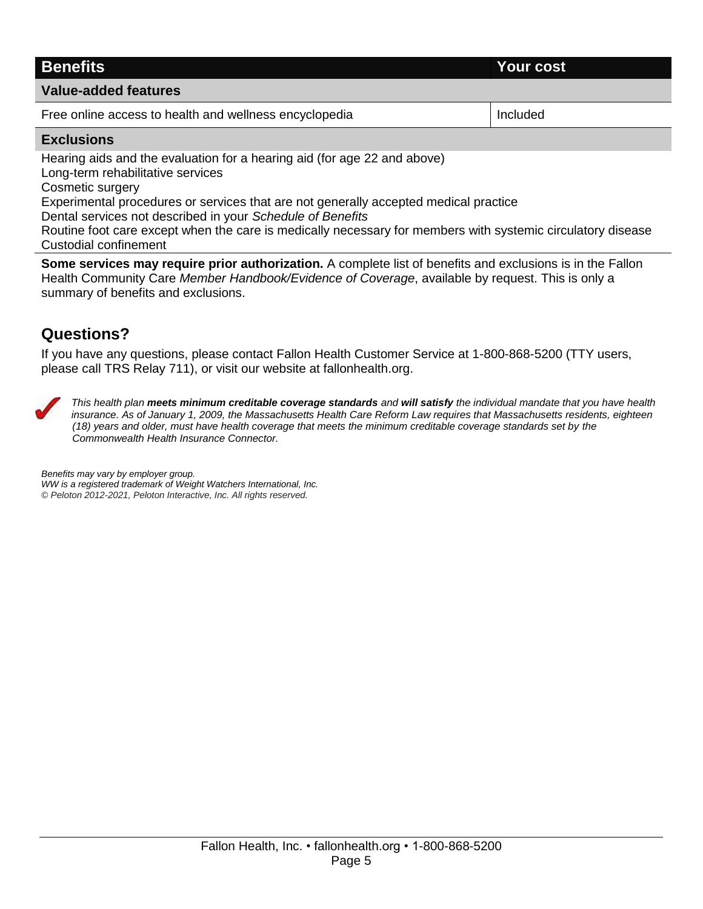| Benefits | Your cost |
|---|---|
| **Value-added features** | |
| Free online access to health and wellness encyclopedia | Included |

**Exclusions**

Hearing aids and the evaluation for a hearing aid (for age 22 and above)
Long-term rehabilitative services
Cosmetic surgery
Experimental procedures or services that are not generally accepted medical practice
Dental services not described in your *Schedule of Benefits*
Routine foot care except when the care is medically necessary for members with systemic circulatory disease
Custodial confinement

**Some services may require prior authorization.** A complete list of benefits and exclusions is in the Fallon Health Community Care *Member Handbook/Evidence of Coverage*, available by request. This is only a summary of benefits and exclusions.

## Questions?

If you have any questions, please contact Fallon Health Customer Service at 1-800-868-5200 (TTY users, please call TRS Relay 711), or visit our website at fallonhealth.org.

*This health plan **meets minimum creditable coverage standards** and **will satisfy** the individual mandate that you have health insurance. As of January 1, 2009, the Massachusetts Health Care Reform Law requires that Massachusetts residents, eighteen (18) years and older, must have health coverage that meets the minimum creditable coverage standards set by the Commonwealth Health Insurance Connector.*

*Benefits may vary by employer group.*
*WW is a registered trademark of Weight Watchers International, Inc.*
*© Peloton 2012-2021, Peloton Interactive, Inc. All rights reserved.*